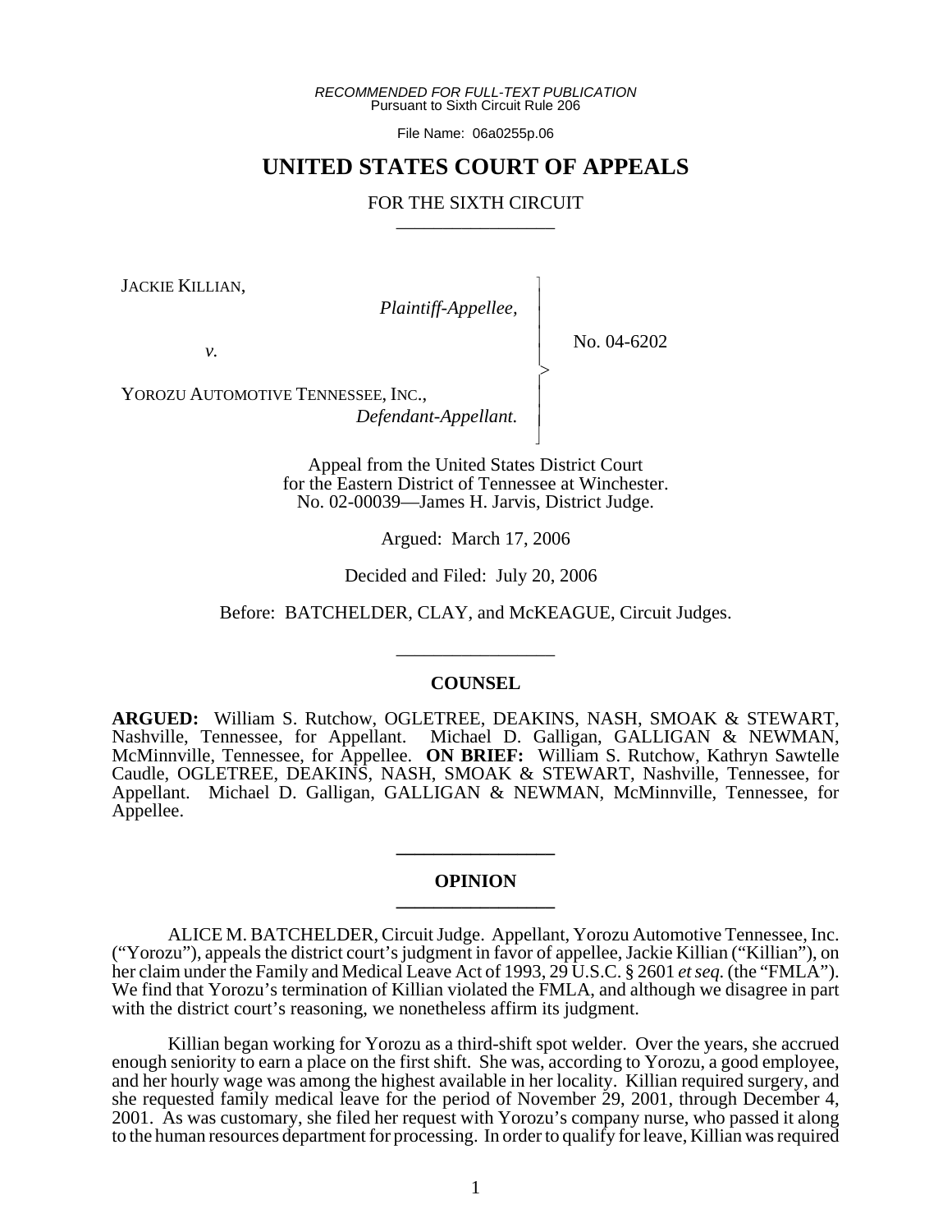*RECOMMENDED FOR FULL-TEXT PUBLICATION*
Pursuant to Sixth Circuit Rule 206

File Name: 06a0255p.06

# UNITED STATES COURT OF APPEALS

## FOR THE SIXTH CIRCUIT

JACKIE KILLIAN,
*Plaintiff-Appellee,*

*v.*

YOROZU AUTOMOTIVE TENNESSEE, INC.,
*Defendant-Appellant.*

No. 04-6202

Appeal from the United States District Court
for the Eastern District of Tennessee at Winchester.
No. 02-00039—James H. Jarvis, District Judge.

Argued: March 17, 2006

Decided and Filed: July 20, 2006

Before: BATCHELDER, CLAY, and McKEAGUE, Circuit Judges.

### COUNSEL

**ARGUED:** William S. Rutchow, OGLETREE, DEAKINS, NASH, SMOAK & STEWART, Nashville, Tennessee, for Appellant. Michael D. Galligan, GALLIGAN & NEWMAN, McMinnville, Tennessee, for Appellee. **ON BRIEF:** William S. Rutchow, Kathryn Sawtelle Caudle, OGLETREE, DEAKINS, NASH, SMOAK & STEWART, Nashville, Tennessee, for Appellant. Michael D. Galligan, GALLIGAN & NEWMAN, McMinnville, Tennessee, for Appellee.

### OPINION

ALICE M. BATCHELDER, Circuit Judge. Appellant, Yorozu Automotive Tennessee, Inc. ("Yorozu"), appeals the district court's judgment in favor of appellee, Jackie Killian ("Killian"), on her claim under the Family and Medical Leave Act of 1993, 29 U.S.C. § 2601 *et seq.* (the "FMLA"). We find that Yorozu's termination of Killian violated the FMLA, and although we disagree in part with the district court's reasoning, we nonetheless affirm its judgment.

Killian began working for Yorozu as a third-shift spot welder. Over the years, she accrued enough seniority to earn a place on the first shift. She was, according to Yorozu, a good employee, and her hourly wage was among the highest available in her locality. Killian required surgery, and she requested family medical leave for the period of November 29, 2001, through December 4, 2001. As was customary, she filed her request with Yorozu's company nurse, who passed it along to the human resources department for processing. In order to qualify for leave, Killian was required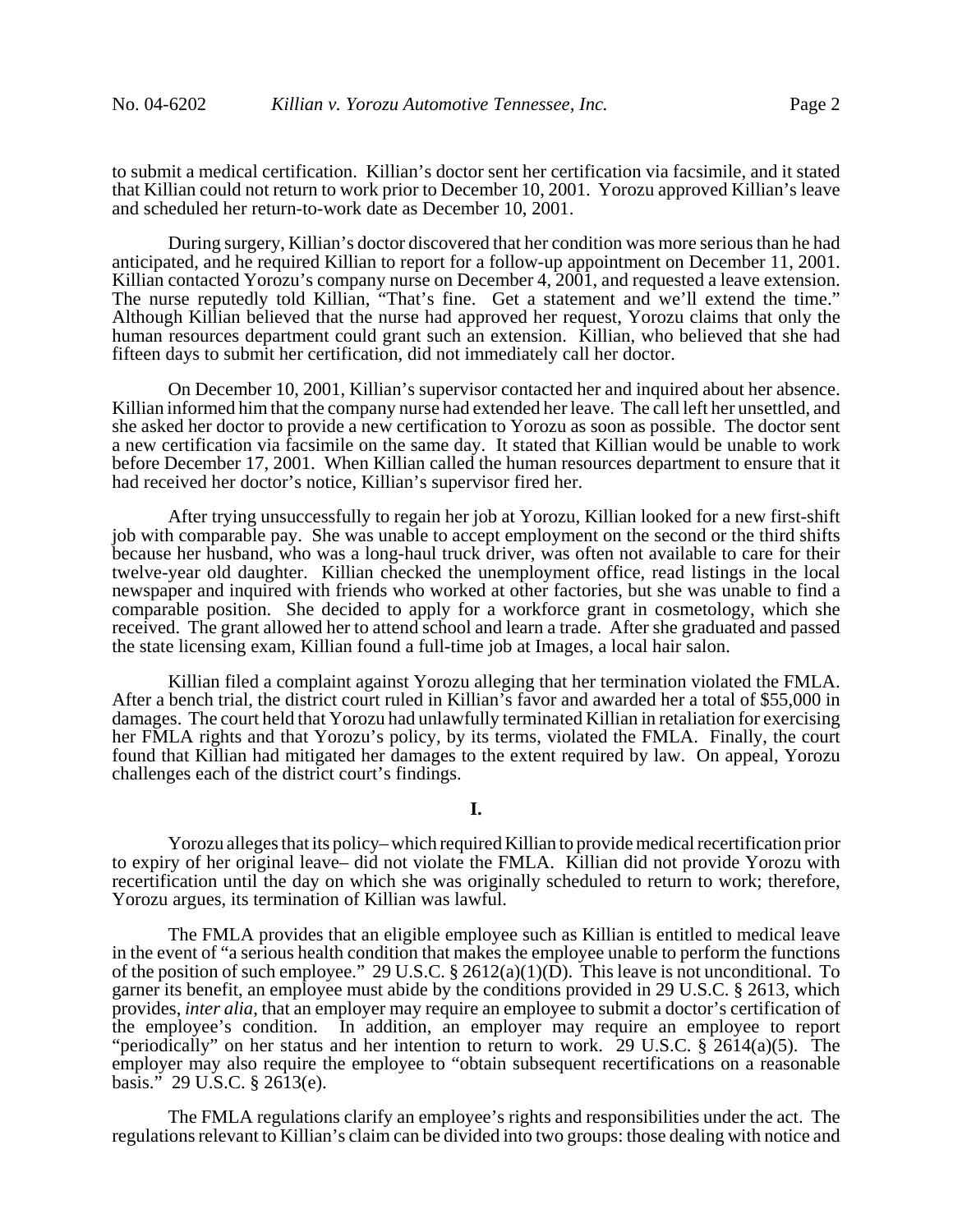to submit a medical certification. Killian's doctor sent her certification via facsimile, and it stated that Killian could not return to work prior to December 10, 2001. Yorozu approved Killian's leave and scheduled her return-to-work date as December 10, 2001.

During surgery, Killian's doctor discovered that her condition was more serious than he had anticipated, and he required Killian to report for a follow-up appointment on December 11, 2001. Killian contacted Yorozu's company nurse on December 4, 2001, and requested a leave extension. The nurse reputedly told Killian, "That's fine. Get a statement and we'll extend the time." Although Killian believed that the nurse had approved her request, Yorozu claims that only the human resources department could grant such an extension. Killian, who believed that she had fifteen days to submit her certification, did not immediately call her doctor.

On December 10, 2001, Killian's supervisor contacted her and inquired about her absence. Killian informed him that the company nurse had extended her leave. The call left her unsettled, and she asked her doctor to provide a new certification to Yorozu as soon as possible. The doctor sent a new certification via facsimile on the same day. It stated that Killian would be unable to work before December 17, 2001. When Killian called the human resources department to ensure that it had received her doctor's notice, Killian's supervisor fired her.

After trying unsuccessfully to regain her job at Yorozu, Killian looked for a new first-shift job with comparable pay. She was unable to accept employment on the second or the third shifts because her husband, who was a long-haul truck driver, was often not available to care for their twelve-year old daughter. Killian checked the unemployment office, read listings in the local newspaper and inquired with friends who worked at other factories, but she was unable to find a comparable position. She decided to apply for a workforce grant in cosmetology, which she received. The grant allowed her to attend school and learn a trade. After she graduated and passed the state licensing exam, Killian found a full-time job at Images, a local hair salon.

Killian filed a complaint against Yorozu alleging that her termination violated the FMLA. After a bench trial, the district court ruled in Killian's favor and awarded her a total of $55,000 in damages. The court held that Yorozu had unlawfully terminated Killian in retaliation for exercising her FMLA rights and that Yorozu's policy, by its terms, violated the FMLA. Finally, the court found that Killian had mitigated her damages to the extent required by law. On appeal, Yorozu challenges each of the district court's findings.

## I.

Yorozu alleges that its policy– which required Killian to provide medical recertification prior to expiry of her original leave– did not violate the FMLA. Killian did not provide Yorozu with recertification until the day on which she was originally scheduled to return to work; therefore, Yorozu argues, its termination of Killian was lawful.

The FMLA provides that an eligible employee such as Killian is entitled to medical leave in the event of "a serious health condition that makes the employee unable to perform the functions of the position of such employee." 29 U.S.C. § 2612(a)(1)(D). This leave is not unconditional. To garner its benefit, an employee must abide by the conditions provided in 29 U.S.C. § 2613, which provides, *inter alia*, that an employer may require an employee to submit a doctor's certification of the employee's condition. In addition, an employer may require an employee to report "periodically" on her status and her intention to return to work. 29 U.S.C. § 2614(a)(5). The employer may also require the employee to "obtain subsequent recertifications on a reasonable basis." 29 U.S.C. § 2613(e).

The FMLA regulations clarify an employee's rights and responsibilities under the act. The regulations relevant to Killian's claim can be divided into two groups: those dealing with notice and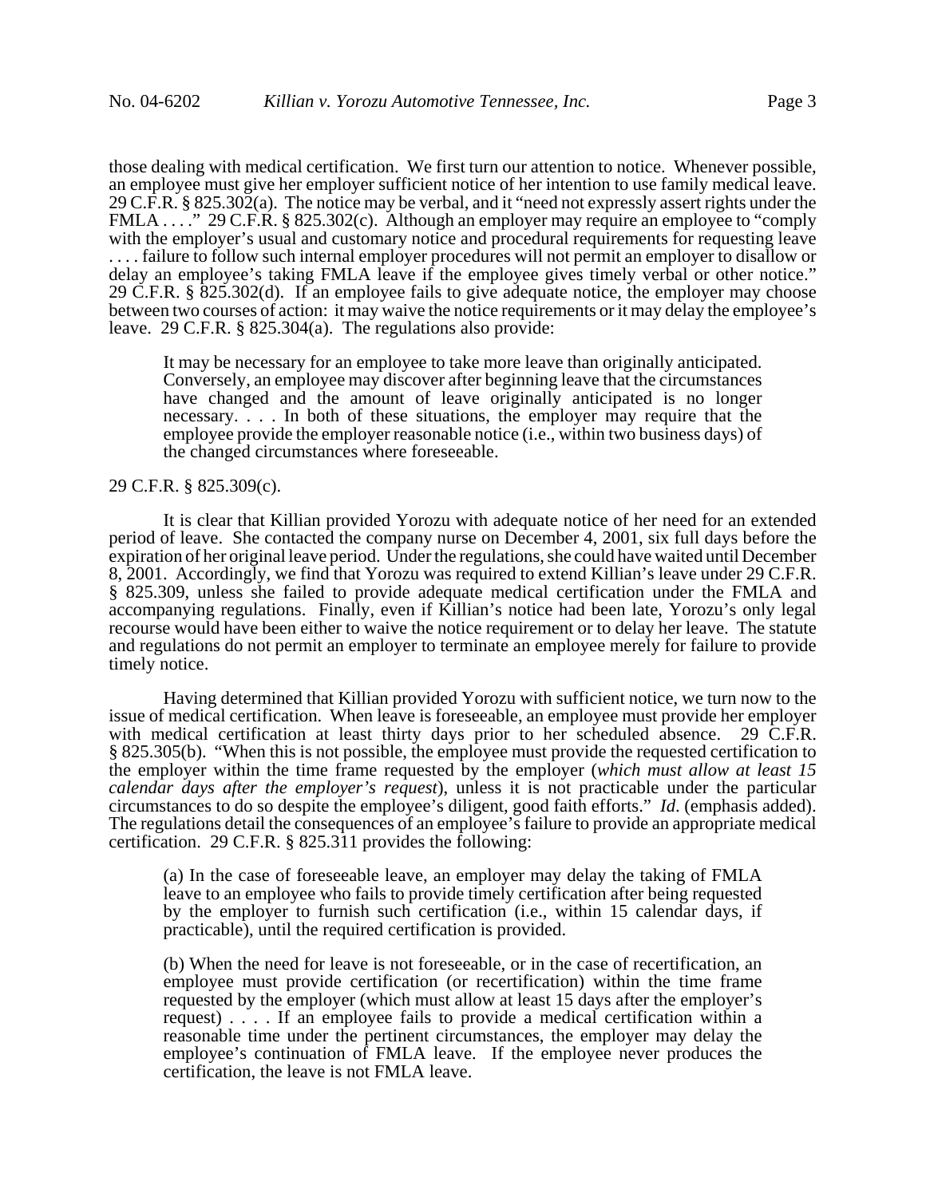those dealing with medical certification. We first turn our attention to notice. Whenever possible, an employee must give her employer sufficient notice of her intention to use family medical leave. 29 C.F.R. § 825.302(a). The notice may be verbal, and it "need not expressly assert rights under the FMLA . . . ." 29 C.F.R. § 825.302(c). Although an employer may require an employee to "comply with the employer's usual and customary notice and procedural requirements for requesting leave . . . . failure to follow such internal employer procedures will not permit an employer to disallow or delay an employee's taking FMLA leave if the employee gives timely verbal or other notice." 29 C.F.R. § 825.302(d). If an employee fails to give adequate notice, the employer may choose between two courses of action: it may waive the notice requirements or it may delay the employee's leave. 29 C.F.R. § 825.304(a). The regulations also provide:

> It may be necessary for an employee to take more leave than originally anticipated. Conversely, an employee may discover after beginning leave that the circumstances have changed and the amount of leave originally anticipated is no longer necessary. . . . In both of these situations, the employer may require that the employee provide the employer reasonable notice (i.e., within two business days) of the changed circumstances where foreseeable.

29 C.F.R. § 825.309(c).

It is clear that Killian provided Yorozu with adequate notice of her need for an extended period of leave. She contacted the company nurse on December 4, 2001, six full days before the expiration of her original leave period. Under the regulations, she could have waited until December 8, 2001. Accordingly, we find that Yorozu was required to extend Killian's leave under 29 C.F.R. § 825.309, unless she failed to provide adequate medical certification under the FMLA and accompanying regulations. Finally, even if Killian's notice had been late, Yorozu's only legal recourse would have been either to waive the notice requirement or to delay her leave. The statute and regulations do not permit an employer to terminate an employee merely for failure to provide timely notice.

Having determined that Killian provided Yorozu with sufficient notice, we turn now to the issue of medical certification. When leave is foreseeable, an employee must provide her employer with medical certification at least thirty days prior to her scheduled absence. 29 C.F.R. § 825.305(b). "When this is not possible, the employee must provide the requested certification to the employer within the time frame requested by the employer (*which must allow at least 15 calendar days after the employer's request*), unless it is not practicable under the particular circumstances to do so despite the employee's diligent, good faith efforts." *Id*. (emphasis added). The regulations detail the consequences of an employee's failure to provide an appropriate medical certification. 29 C.F.R. § 825.311 provides the following:

> (a) In the case of foreseeable leave, an employer may delay the taking of FMLA leave to an employee who fails to provide timely certification after being requested by the employer to furnish such certification (i.e., within 15 calendar days, if practicable), until the required certification is provided.
>
> (b) When the need for leave is not foreseeable, or in the case of recertification, an employee must provide certification (or recertification) within the time frame requested by the employer (which must allow at least 15 days after the employer's request) . . . . If an employee fails to provide a medical certification within a reasonable time under the pertinent circumstances, the employer may delay the employee's continuation of FMLA leave. If the employee never produces the certification, the leave is not FMLA leave.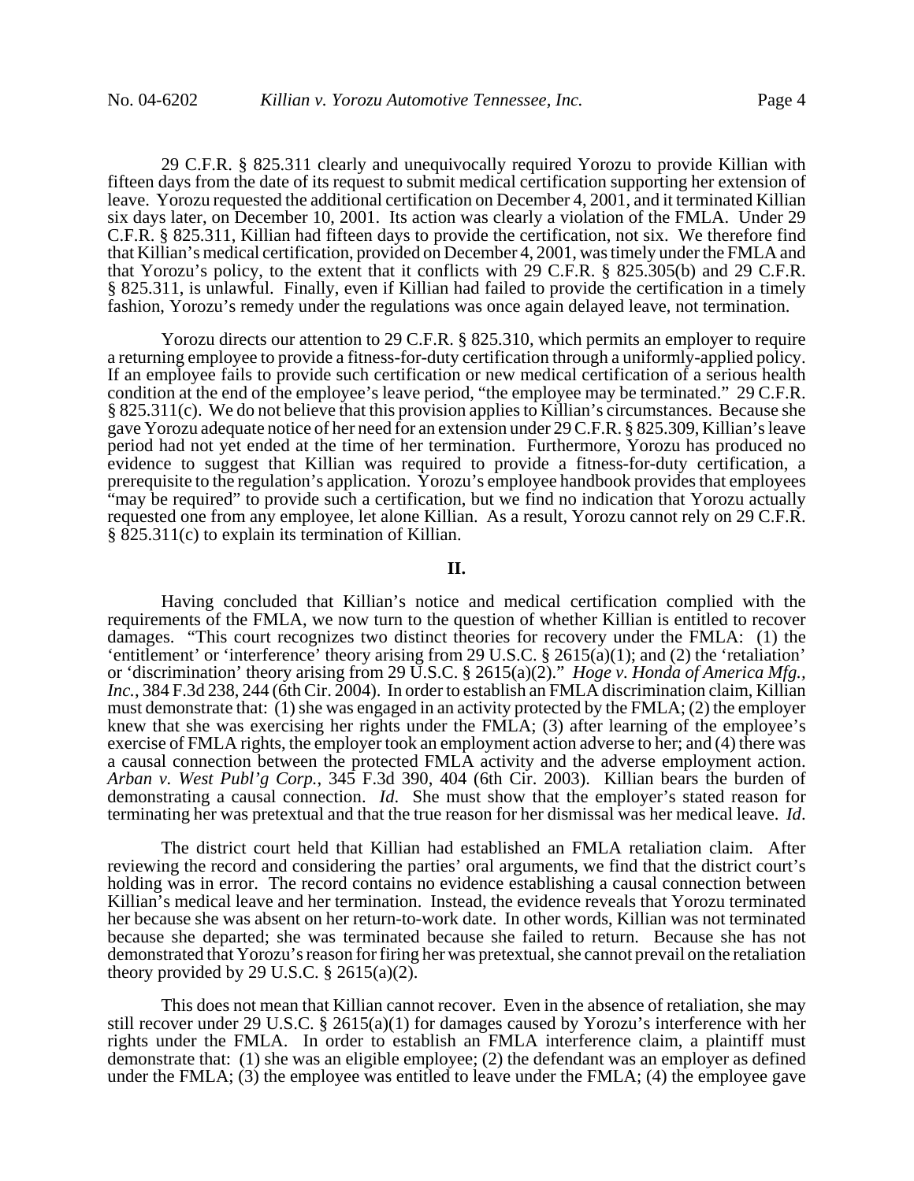29 C.F.R. § 825.311 clearly and unequivocally required Yorozu to provide Killian with fifteen days from the date of its request to submit medical certification supporting her extension of leave. Yorozu requested the additional certification on December 4, 2001, and it terminated Killian six days later, on December 10, 2001. Its action was clearly a violation of the FMLA. Under 29 C.F.R. § 825.311, Killian had fifteen days to provide the certification, not six. We therefore find that Killian's medical certification, provided on December 4, 2001, was timely under the FMLA and that Yorozu's policy, to the extent that it conflicts with 29 C.F.R. § 825.305(b) and 29 C.F.R. § 825.311, is unlawful. Finally, even if Killian had failed to provide the certification in a timely fashion, Yorozu's remedy under the regulations was once again delayed leave, not termination.

Yorozu directs our attention to 29 C.F.R. § 825.310, which permits an employer to require a returning employee to provide a fitness-for-duty certification through a uniformly-applied policy. If an employee fails to provide such certification or new medical certification of a serious health condition at the end of the employee's leave period, "the employee may be terminated." 29 C.F.R. § 825.311(c). We do not believe that this provision applies to Killian's circumstances. Because she gave Yorozu adequate notice of her need for an extension under 29 C.F.R. § 825.309, Killian's leave period had not yet ended at the time of her termination. Furthermore, Yorozu has produced no evidence to suggest that Killian was required to provide a fitness-for-duty certification, a prerequisite to the regulation's application. Yorozu's employee handbook provides that employees "may be required" to provide such a certification, but we find no indication that Yorozu actually requested one from any employee, let alone Killian. As a result, Yorozu cannot rely on 29 C.F.R. § 825.311(c) to explain its termination of Killian.

## II.

Having concluded that Killian's notice and medical certification complied with the requirements of the FMLA, we now turn to the question of whether Killian is entitled to recover damages. "This court recognizes two distinct theories for recovery under the FMLA: (1) the 'entitlement' or 'interference' theory arising from 29 U.S.C. § 2615(a)(1); and (2) the 'retaliation' or 'discrimination' theory arising from 29 U.S.C. § 2615(a)(2)." *Hoge v. Honda of America Mfg., Inc.*, 384 F.3d 238, 244 (6th Cir. 2004). In order to establish an FMLA discrimination claim, Killian must demonstrate that: (1) she was engaged in an activity protected by the FMLA; (2) the employer knew that she was exercising her rights under the FMLA; (3) after learning of the employee's exercise of FMLA rights, the employer took an employment action adverse to her; and (4) there was a causal connection between the protected FMLA activity and the adverse employment action. *Arban v. West Publ'g Corp.*, 345 F.3d 390, 404 (6th Cir. 2003). Killian bears the burden of demonstrating a causal connection. *Id.* She must show that the employer's stated reason for terminating her was pretextual and that the true reason for her dismissal was her medical leave. *Id*.

The district court held that Killian had established an FMLA retaliation claim. After reviewing the record and considering the parties' oral arguments, we find that the district court's holding was in error. The record contains no evidence establishing a causal connection between Killian's medical leave and her termination. Instead, the evidence reveals that Yorozu terminated her because she was absent on her return-to-work date. In other words, Killian was not terminated because she departed; she was terminated because she failed to return. Because she has not demonstrated that Yorozu's reason for firing her was pretextual, she cannot prevail on the retaliation theory provided by 29 U.S.C. § 2615(a)(2).

This does not mean that Killian cannot recover. Even in the absence of retaliation, she may still recover under 29 U.S.C. § 2615(a)(1) for damages caused by Yorozu's interference with her rights under the FMLA. In order to establish an FMLA interference claim, a plaintiff must demonstrate that: (1) she was an eligible employee; (2) the defendant was an employer as defined under the FMLA; (3) the employee was entitled to leave under the FMLA; (4) the employee gave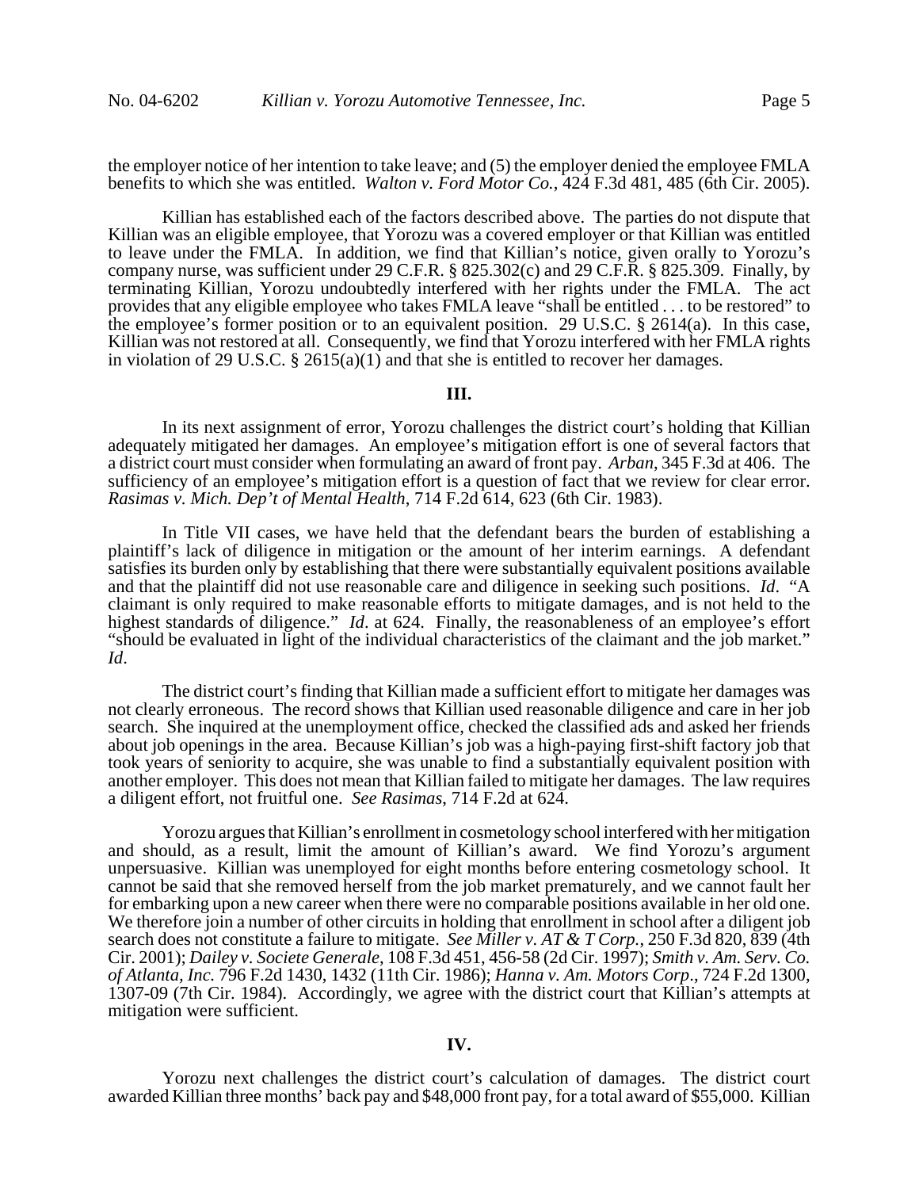the employer notice of her intention to take leave; and (5) the employer denied the employee FMLA benefits to which she was entitled. *Walton v. Ford Motor Co.*, 424 F.3d 481, 485 (6th Cir. 2005).

Killian has established each of the factors described above. The parties do not dispute that Killian was an eligible employee, that Yorozu was a covered employer or that Killian was entitled to leave under the FMLA. In addition, we find that Killian's notice, given orally to Yorozu's company nurse, was sufficient under 29 C.F.R. § 825.302(c) and 29 C.F.R. § 825.309. Finally, by terminating Killian, Yorozu undoubtedly interfered with her rights under the FMLA. The act provides that any eligible employee who takes FMLA leave "shall be entitled . . . to be restored" to the employee's former position or to an equivalent position. 29 U.S.C. § 2614(a). In this case, Killian was not restored at all. Consequently, we find that Yorozu interfered with her FMLA rights in violation of 29 U.S.C. § 2615(a)(1) and that she is entitled to recover her damages.

## III.

In its next assignment of error, Yorozu challenges the district court's holding that Killian adequately mitigated her damages. An employee's mitigation effort is one of several factors that a district court must consider when formulating an award of front pay. *Arban*, 345 F.3d at 406. The sufficiency of an employee's mitigation effort is a question of fact that we review for clear error. *Rasimas v. Mich. Dep't of Mental Health*, 714 F.2d 614, 623 (6th Cir. 1983).

In Title VII cases, we have held that the defendant bears the burden of establishing a plaintiff's lack of diligence in mitigation or the amount of her interim earnings. A defendant satisfies its burden only by establishing that there were substantially equivalent positions available and that the plaintiff did not use reasonable care and diligence in seeking such positions. *Id*. "A claimant is only required to make reasonable efforts to mitigate damages, and is not held to the highest standards of diligence." *Id*. at 624. Finally, the reasonableness of an employee's effort "should be evaluated in light of the individual characteristics of the claimant and the job market." *Id*.

The district court's finding that Killian made a sufficient effort to mitigate her damages was not clearly erroneous. The record shows that Killian used reasonable diligence and care in her job search. She inquired at the unemployment office, checked the classified ads and asked her friends about job openings in the area. Because Killian's job was a high-paying first-shift factory job that took years of seniority to acquire, she was unable to find a substantially equivalent position with another employer. This does not mean that Killian failed to mitigate her damages. The law requires a diligent effort, not fruitful one. *See Rasimas*, 714 F.2d at 624.

Yorozu argues that Killian's enrollment in cosmetology school interfered with her mitigation and should, as a result, limit the amount of Killian's award. We find Yorozu's argument unpersuasive. Killian was unemployed for eight months before entering cosmetology school. It cannot be said that she removed herself from the job market prematurely, and we cannot fault her for embarking upon a new career when there were no comparable positions available in her old one. We therefore join a number of other circuits in holding that enrollment in school after a diligent job search does not constitute a failure to mitigate. *See Miller v. AT & T Corp.*, 250 F.3d 820, 839 (4th Cir. 2001); *Dailey v. Societe Generale*, 108 F.3d 451, 456-58 (2d Cir. 1997); *Smith v. Am. Serv. Co. of Atlanta, Inc.* 796 F.2d 1430, 1432 (11th Cir. 1986); *Hanna v. Am. Motors Corp*., 724 F.2d 1300, 1307-09 (7th Cir. 1984). Accordingly, we agree with the district court that Killian's attempts at mitigation were sufficient.

## IV.

Yorozu next challenges the district court's calculation of damages. The district court awarded Killian three months' back pay and $48,000 front pay, for a total award of $55,000. Killian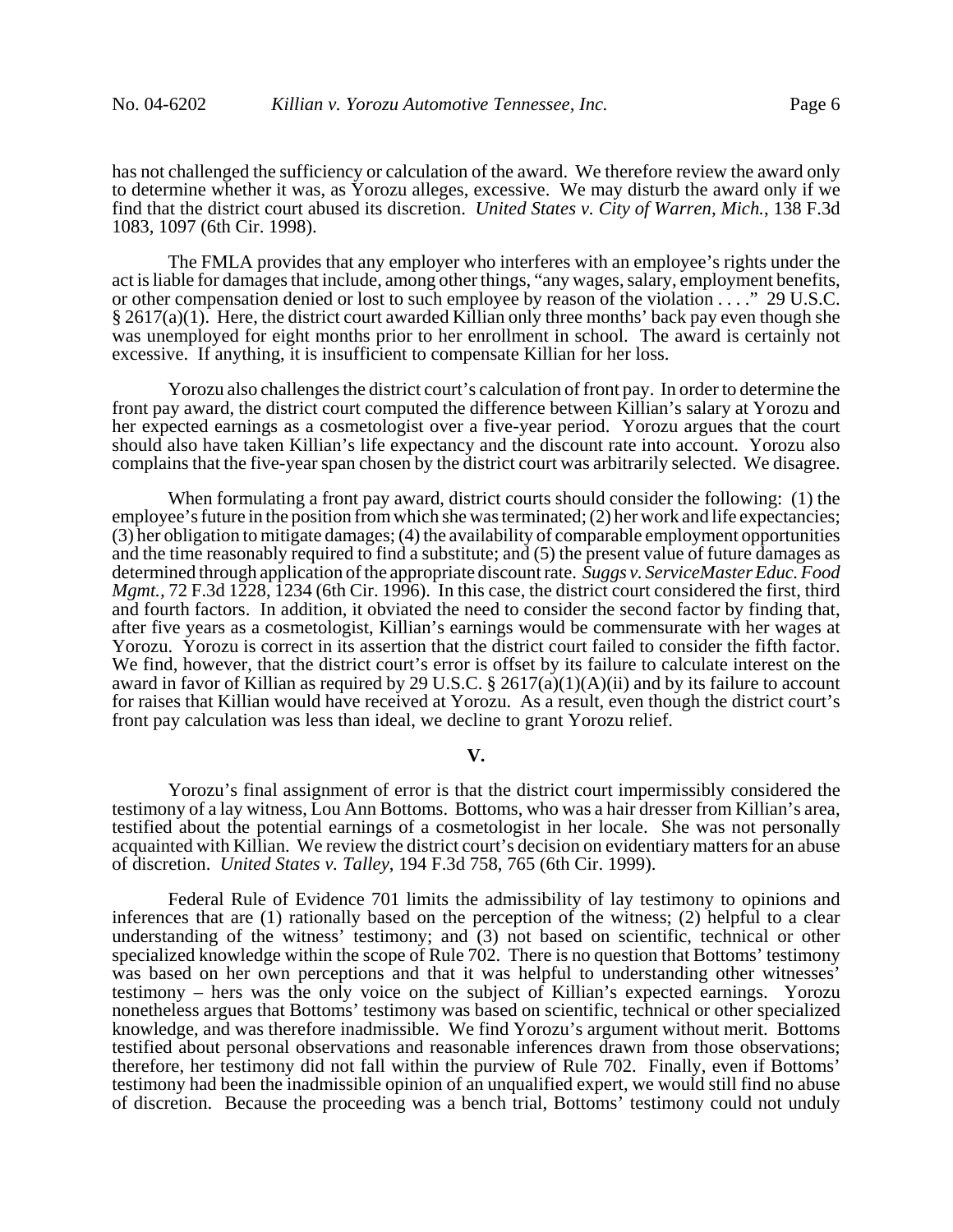has not challenged the sufficiency or calculation of the award. We therefore review the award only to determine whether it was, as Yorozu alleges, excessive. We may disturb the award only if we find that the district court abused its discretion. *United States v. City of Warren, Mich.*, 138 F.3d 1083, 1097 (6th Cir. 1998).

The FMLA provides that any employer who interferes with an employee's rights under the act is liable for damages that include, among other things, "any wages, salary, employment benefits, or other compensation denied or lost to such employee by reason of the violation . . . ." 29 U.S.C. § 2617(a)(1). Here, the district court awarded Killian only three months' back pay even though she was unemployed for eight months prior to her enrollment in school. The award is certainly not excessive. If anything, it is insufficient to compensate Killian for her loss.

Yorozu also challenges the district court's calculation of front pay. In order to determine the front pay award, the district court computed the difference between Killian's salary at Yorozu and her expected earnings as a cosmetologist over a five-year period. Yorozu argues that the court should also have taken Killian's life expectancy and the discount rate into account. Yorozu also complains that the five-year span chosen by the district court was arbitrarily selected. We disagree.

When formulating a front pay award, district courts should consider the following: (1) the employee's future in the position from which she was terminated; (2) her work and life expectancies; (3) her obligation to mitigate damages; (4) the availability of comparable employment opportunities and the time reasonably required to find a substitute; and (5) the present value of future damages as determined through application of the appropriate discount rate. *Suggs v. ServiceMaster Educ. Food Mgmt.*, 72 F.3d 1228, 1234 (6th Cir. 1996). In this case, the district court considered the first, third and fourth factors. In addition, it obviated the need to consider the second factor by finding that, after five years as a cosmetologist, Killian's earnings would be commensurate with her wages at Yorozu. Yorozu is correct in its assertion that the district court failed to consider the fifth factor. We find, however, that the district court's error is offset by its failure to calculate interest on the award in favor of Killian as required by 29 U.S.C. § 2617(a)(1)(A)(ii) and by its failure to account for raises that Killian would have received at Yorozu. As a result, even though the district court's front pay calculation was less than ideal, we decline to grant Yorozu relief.

## V.

Yorozu's final assignment of error is that the district court impermissibly considered the testimony of a lay witness, Lou Ann Bottoms. Bottoms, who was a hair dresser from Killian's area, testified about the potential earnings of a cosmetologist in her locale. She was not personally acquainted with Killian. We review the district court's decision on evidentiary matters for an abuse of discretion. *United States v. Talley*, 194 F.3d 758, 765 (6th Cir. 1999).

Federal Rule of Evidence 701 limits the admissibility of lay testimony to opinions and inferences that are (1) rationally based on the perception of the witness; (2) helpful to a clear understanding of the witness' testimony; and (3) not based on scientific, technical or other specialized knowledge within the scope of Rule 702. There is no question that Bottoms' testimony was based on her own perceptions and that it was helpful to understanding other witnesses' testimony – hers was the only voice on the subject of Killian's expected earnings. Yorozu nonetheless argues that Bottoms' testimony was based on scientific, technical or other specialized knowledge, and was therefore inadmissible. We find Yorozu's argument without merit. Bottoms testified about personal observations and reasonable inferences drawn from those observations; therefore, her testimony did not fall within the purview of Rule 702. Finally, even if Bottoms' testimony had been the inadmissible opinion of an unqualified expert, we would still find no abuse of discretion. Because the proceeding was a bench trial, Bottoms' testimony could not unduly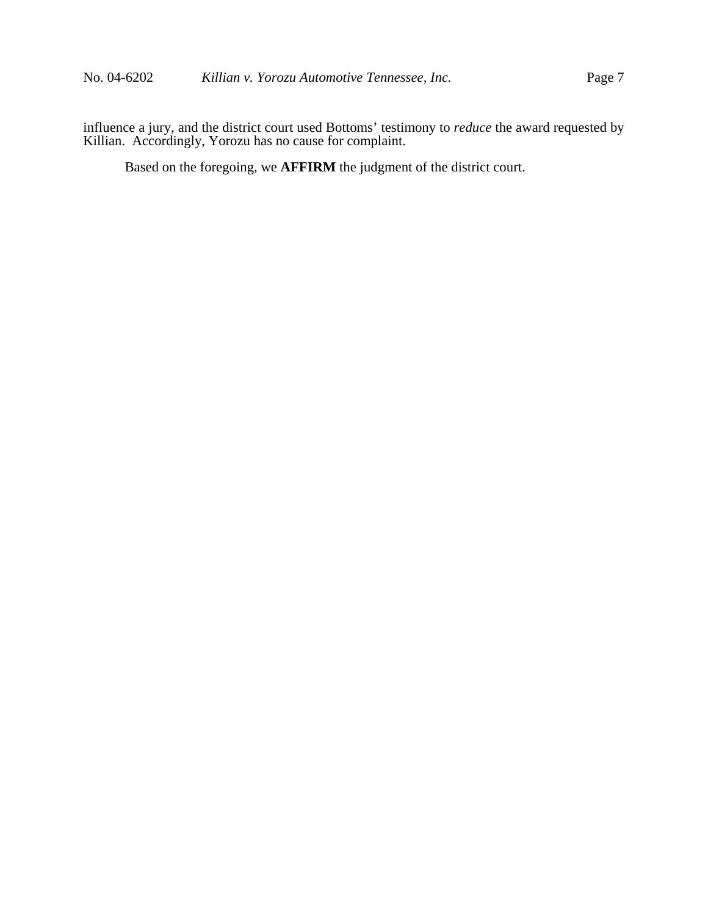influence a jury, and the district court used Bottoms' testimony to *reduce* the award requested by Killian. Accordingly, Yorozu has no cause for complaint.

Based on the foregoing, we **AFFIRM** the judgment of the district court.